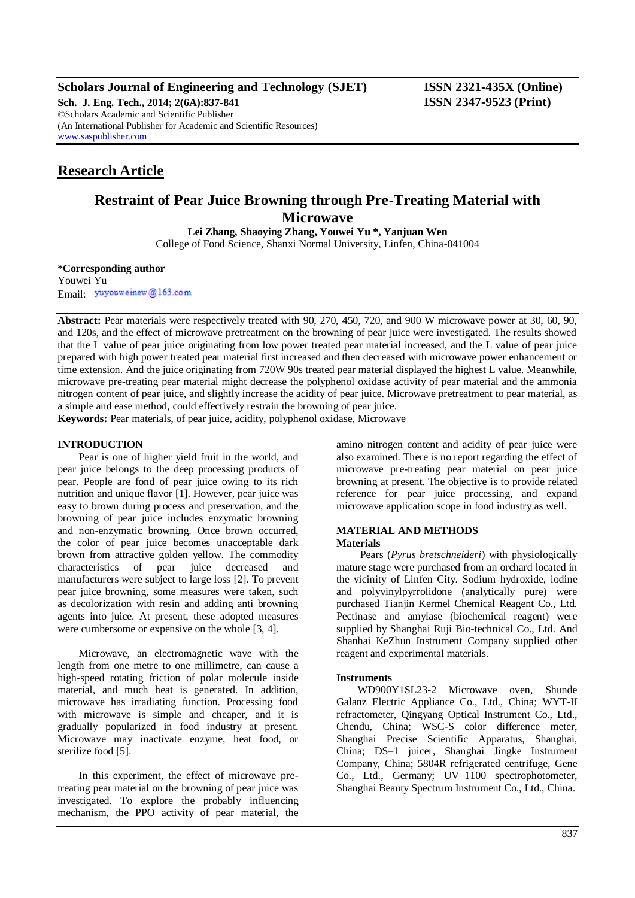# Restraint of Pear Juice Browning through Pre-Treating Material with Microwave

**Lei Zhang, Shaoying Zhang, Youwei Yu \*, Yanjuan Wen**

College of Food Science, Shanxi Normal University, Linfen, China-041004

**\*Corresponding author**
Youwei Yu
Email: yuyouweinew@163.com

## Research Article

**Abstract:** Pear materials were respectively treated with 90, 270, 450, 720, and 900 W microwave power at 30, 60, 90, and 120s, and the effect of microwave pretreatment on the browning of pear juice were investigated. The results showed that the L value of pear juice originating from low power treated pear material increased, and the L value of pear juice prepared with high power treated pear material first increased and then decreased with microwave power enhancement or time extension. And the juice originating from 720W 90s treated pear material displayed the highest L value. Meanwhile, microwave pre-treating pear material might decrease the polyphenol oxidase activity of pear material and the ammonia nitrogen content of pear juice, and slightly increase the acidity of pear juice. Microwave pretreatment to pear material, as a simple and ease method, could effectively restrain the browning of pear juice.

**Keywords:** Pear materials, of pear juice, acidity, polyphenol oxidase, Microwave

## INTRODUCTION

Pear is one of higher yield fruit in the world, and pear juice belongs to the deep processing products of pear. People are fond of pear juice owing to its rich nutrition and unique flavor [1]. However, pear juice was easy to brown during process and preservation, and the browning of pear juice includes enzymatic browning and non-enzymatic browning. Once brown occurred, the color of pear juice becomes unacceptable dark brown from attractive golden yellow. The commodity characteristics of pear juice decreased and manufacturers were subject to large loss [2]. To prevent pear juice browning, some measures were taken, such as decolorization with resin and adding anti browning agents into juice. At present, these adopted measures were cumbersome or expensive on the whole [3, 4].

Microwave, an electromagnetic wave with the length from one metre to one millimetre, can cause a high-speed rotating friction of polar molecule inside material, and much heat is generated. In addition, microwave has irradiating function. Processing food with microwave is simple and cheaper, and it is gradually popularized in food industry at present. Microwave may inactivate enzyme, heat food, or sterilize food [5].

In this experiment, the effect of microwave pre-treating pear material on the browning of pear juice was investigated. To explore the probably influencing mechanism, the PPO activity of pear material, the amino nitrogen content and acidity of pear juice were also examined. There is no report regarding the effect of microwave pre-treating pear material on pear juice browning at present. The objective is to provide related reference for pear juice processing, and expand microwave application scope in food industry as well.

## MATERIAL AND METHODS

### Materials

Pears (*Pyrus bretschneideri*) with physiologically mature stage were purchased from an orchard located in the vicinity of Linfen City. Sodium hydroxide, iodine and polyvinylpyrrolidone (analytically pure) were purchased Tianjin Kermel Chemical Reagent Co., Ltd. Pectinase and amylase (biochemical reagent) were supplied by Shanghai Ruji Bio-technical Co., Ltd. And Shanhai KeZhun Instrument Company supplied other reagent and experimental materials.

### Instruments

WD900Y1SL23-2 Microwave oven, Shunde Galanz Electric Appliance Co., Ltd., China; WYT-II refractometer, Qingyang Optical Instrument Co., Ltd., Chendu, China; WSC-S color difference meter, Shanghai Precise Scientific Apparatus, Shanghai, China; DS–1 juicer, Shanghai Jingke Instrument Company, China; 5804R refrigerated centrifuge, Gene Co., Ltd., Germany; UV–1100 spectrophotometer, Shanghai Beauty Spectrum Instrument Co., Ltd., China.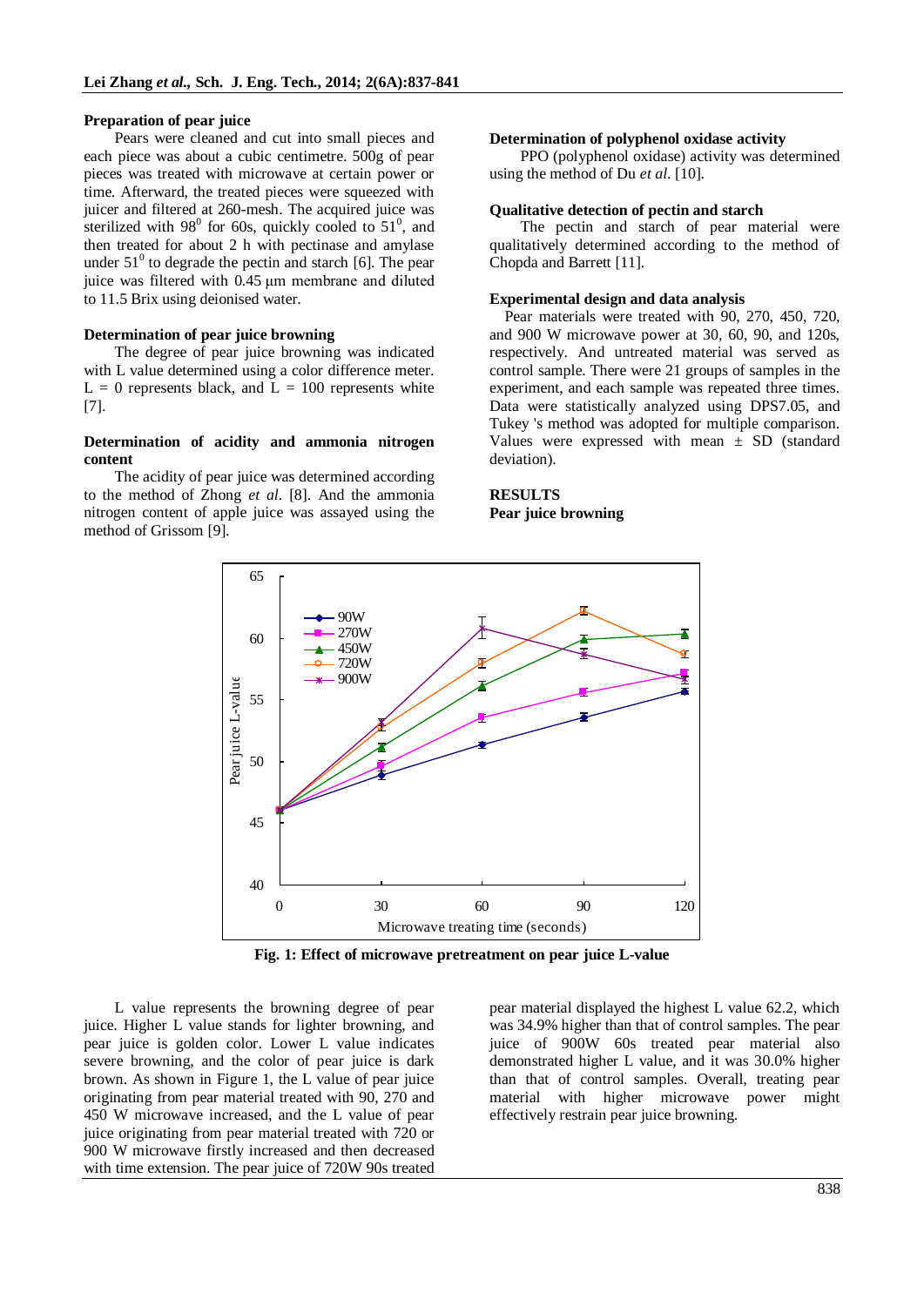### Preparation of pear juice

Pears were cleaned and cut into small pieces and each piece was about a cubic centimetre. 500g of pear pieces was treated with microwave at certain power or time. Afterward, the treated pieces were squeezed with juicer and filtered at 260-mesh. The acquired juice was sterilized with $98^0$ for 60s, quickly cooled to $51^0$, and then treated for about 2 h with pectinase and amylase under $51^0$ to degrade the pectin and starch [6]. The pear juice was filtered with 0.45 µm membrane and diluted to 11.5 Brix using deionised water.

### Determination of pear juice browning

The degree of pear juice browning was indicated with L value determined using a color difference meter. L = 0 represents black, and L = 100 represents white [7].

### Determination of acidity and ammonia nitrogen content

The acidity of pear juice was determined according to the method of Zhong *et al*. [8]. And the ammonia nitrogen content of apple juice was assayed using the method of Grissom [9].

### Determination of polyphenol oxidase activity

PPO (polyphenol oxidase) activity was determined using the method of Du *et al*. [10].

### Qualitative detection of pectin and starch

The pectin and starch of pear material were qualitatively determined according to the method of Chopda and Barrett [11].

### Experimental design and data analysis

Pear materials were treated with 90, 270, 450, 720, and 900 W microwave power at 30, 60, 90, and 120s, respectively. And untreated material was served as control sample. There were 21 groups of samples in the experiment, and each sample was repeated three times. Data were statistically analyzed using DPS7.05, and Tukey 's method was adopted for multiple comparison. Values were expressed with mean ± SD (standard deviation).

## RESULTS

### Pear juice browning

**Fig. 1: Effect of microwave pretreatment on pear juice L-value**

L value represents the browning degree of pear juice. Higher L value stands for lighter browning, and pear juice is golden color. Lower L value indicates severe browning, and the color of pear juice is dark brown. As shown in Figure 1, the L value of pear juice originating from pear material treated with 90, 270 and 450 W microwave increased, and the L value of pear juice originating from pear material treated with 720 or 900 W microwave firstly increased and then decreased with time extension. The pear juice of 720W 90s treated pear material displayed the highest L value 62.2, which was 34.9% higher than that of control samples. The pear juice of 900W 60s treated pear material also demonstrated higher L value, and it was 30.0% higher than that of control samples. Overall, treating pear material with higher microwave power might effectively restrain pear juice browning.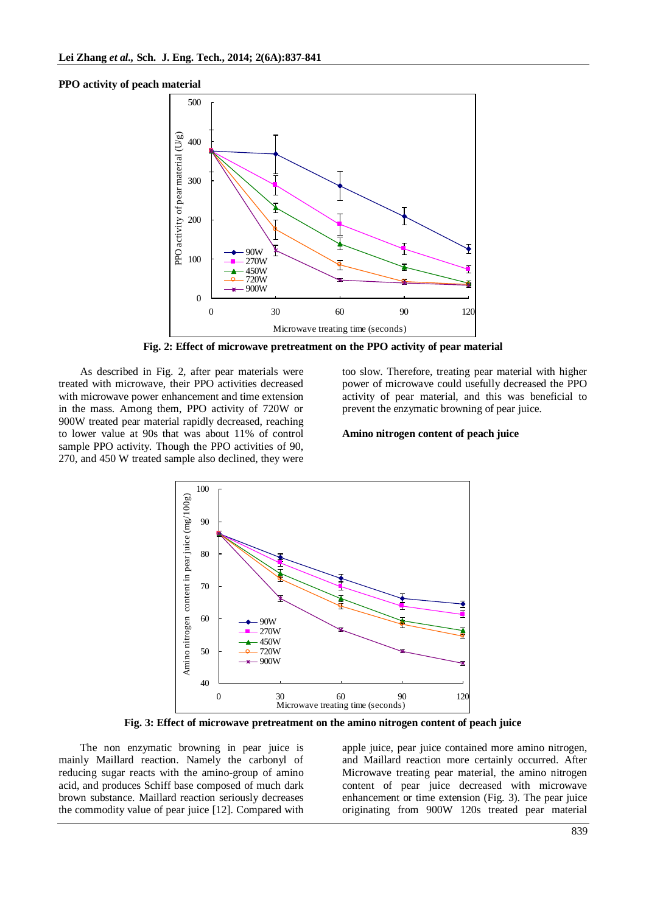**PPO activity of peach material**

Fig. 2: Effect of microwave pretreatment on the PPO activity of pear material

As described in Fig. 2, after pear materials were treated with microwave, their PPO activities decreased with microwave power enhancement and time extension in the mass. Among them, PPO activity of 720W or 900W treated pear material rapidly decreased, reaching to lower value at 90s that was about 11% of control sample PPO activity. Though the PPO activities of 90, 270, and 450 W treated sample also declined, they were too slow. Therefore, treating pear material with higher power of microwave could usefully decreased the PPO activity of pear material, and this was beneficial to prevent the enzymatic browning of pear juice.

**Amino nitrogen content of peach juice**

Fig. 3: Effect of microwave pretreatment on the amino nitrogen content of peach juice

The non enzymatic browning in pear juice is mainly Maillard reaction. Namely the carbonyl of reducing sugar reacts with the amino-group of amino acid, and produces Schiff base composed of much dark brown substance. Maillard reaction seriously decreases the commodity value of pear juice [12]. Compared with apple juice, pear juice contained more amino nitrogen, and Maillard reaction more certainly occurred. After Microwave treating pear material, the amino nitrogen content of pear juice decreased with microwave enhancement or time extension (Fig. 3). The pear juice originating from 900W 120s treated pear material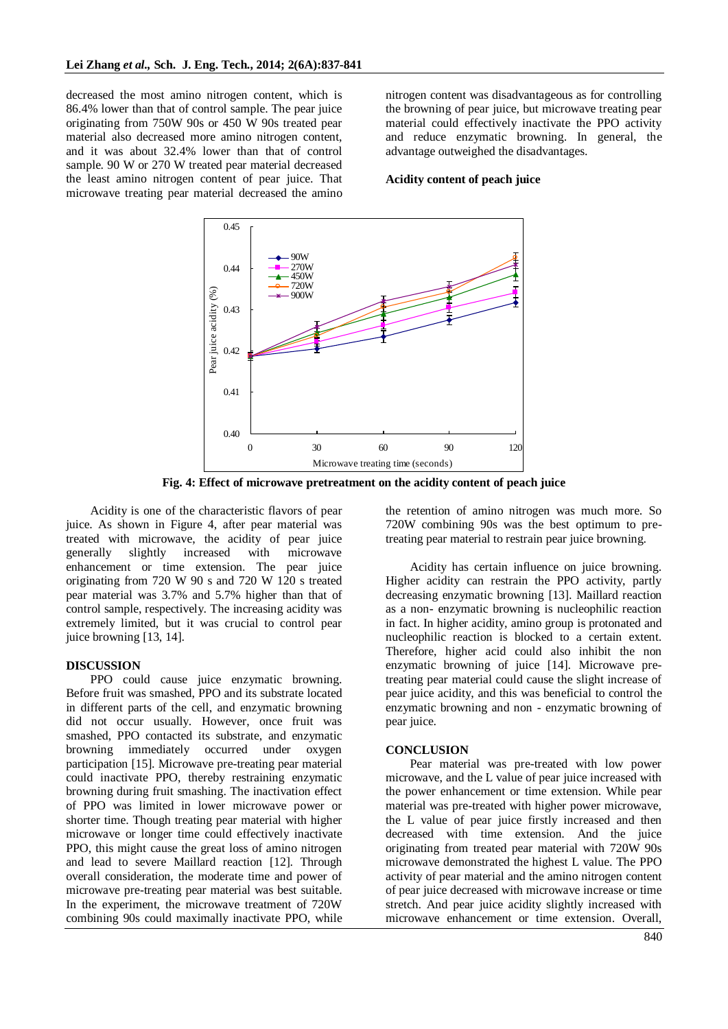decreased the most amino nitrogen content, which is 86.4% lower than that of control sample. The pear juice originating from 750W 90s or 450 W 90s treated pear material also decreased more amino nitrogen content, and it was about 32.4% lower than that of control sample. 90 W or 270 W treated pear material decreased the least amino nitrogen content of pear juice. That microwave treating pear material decreased the amino nitrogen content was disadvantageous as for controlling the browning of pear juice, but microwave treating pear material could effectively inactivate the PPO activity and reduce enzymatic browning. In general, the advantage outweighed the disadvantages.

**Acidity content of peach juice**

**Fig. 4: Effect of microwave pretreatment on the acidity content of peach juice**

Acidity is one of the characteristic flavors of pear juice. As shown in Figure 4, after pear material was treated with microwave, the acidity of pear juice generally slightly increased with microwave enhancement or time extension. The pear juice originating from 720 W 90 s and 720 W 120 s treated pear material was 3.7% and 5.7% higher than that of control sample, respectively. The increasing acidity was extremely limited, but it was crucial to control pear juice browning [13, 14].

## DISCUSSION

PPO could cause juice enzymatic browning. Before fruit was smashed, PPO and its substrate located in different parts of the cell, and enzymatic browning did not occur usually. However, once fruit was smashed, PPO contacted its substrate, and enzymatic browning immediately occurred under oxygen participation [15]. Microwave pre-treating pear material could inactivate PPO, thereby restraining enzymatic browning during fruit smashing. The inactivation effect of PPO was limited in lower microwave power or shorter time. Though treating pear material with higher microwave or longer time could effectively inactivate PPO, this might cause the great loss of amino nitrogen and lead to severe Maillard reaction [12]. Through overall consideration, the moderate time and power of microwave pre-treating pear material was best suitable. In the experiment, the microwave treatment of 720W combining 90s could maximally inactivate PPO, while the retention of amino nitrogen was much more. So 720W combining 90s was the best optimum to pre-treating pear material to restrain pear juice browning.

Acidity has certain influence on juice browning. Higher acidity can restrain the PPO activity, partly decreasing enzymatic browning [13]. Maillard reaction as a non- enzymatic browning is nucleophilic reaction in fact. In higher acidity, amino group is protonated and nucleophilic reaction is blocked to a certain extent. Therefore, higher acid could also inhibit the non enzymatic browning of juice [14]. Microwave pre-treating pear material could cause the slight increase of pear juice acidity, and this was beneficial to control the enzymatic browning and non - enzymatic browning of pear juice.

## CONCLUSION

Pear material was pre-treated with low power microwave, and the L value of pear juice increased with the power enhancement or time extension. While pear material was pre-treated with higher power microwave, the L value of pear juice firstly increased and then decreased with time extension. And the juice originating from treated pear material with 720W 90s microwave demonstrated the highest L value. The PPO activity of pear material and the amino nitrogen content of pear juice decreased with microwave increase or time stretch. And pear juice acidity slightly increased with microwave enhancement or time extension. Overall,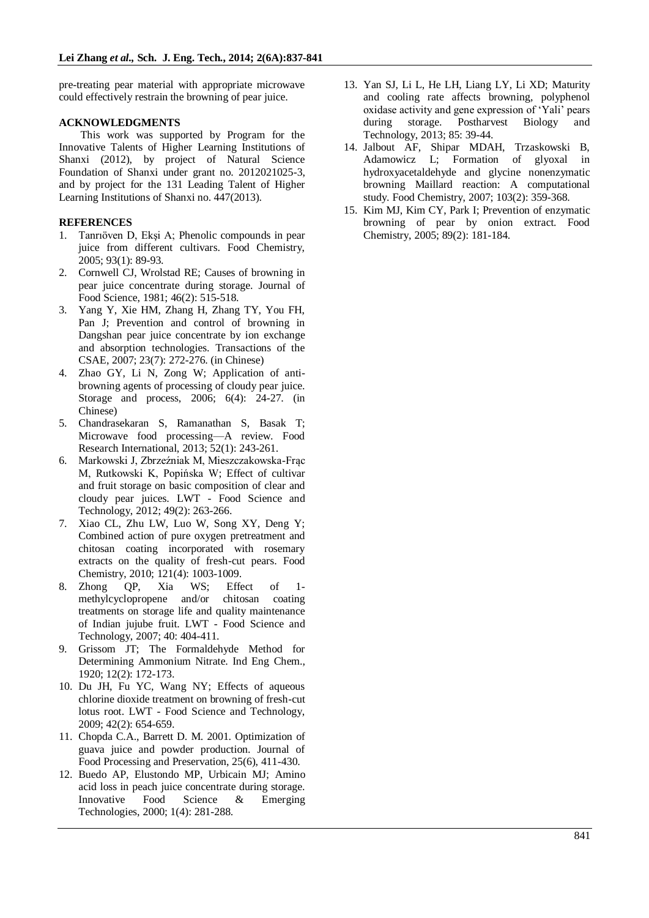pre-treating pear material with appropriate microwave could effectively restrain the browning of pear juice.

## ACKNOWLEDGMENTS

This work was supported by Program for the Innovative Talents of Higher Learning Institutions of Shanxi (2012), by project of Natural Science Foundation of Shanxi under grant no. 2012021025-3, and by project for the 131 Leading Talent of Higher Learning Institutions of Shanxi no. 447(2013).

## REFERENCES

1. Tanrıöven D, Ekşi A; Phenolic compounds in pear juice from different cultivars. Food Chemistry, 2005; 93(1): 89-93.
2. Cornwell CJ, Wrolstad RE; Causes of browning in pear juice concentrate during storage. Journal of Food Science, 1981; 46(2): 515-518.
3. Yang Y, Xie HM, Zhang H, Zhang TY, You FH, Pan J; Prevention and control of browning in Dangshan pear juice concentrate by ion exchange and absorption technologies. Transactions of the CSAE, 2007; 23(7): 272-276. (in Chinese)
4. Zhao GY, Li N, Zong W; Application of anti-browning agents of processing of cloudy pear juice. Storage and process, 2006; 6(4): 24-27. (in Chinese)
5. Chandrasekaran S, Ramanathan S, Basak T; Microwave food processing—A review. Food Research International, 2013; 52(1): 243-261.
6. Markowski J, Zbrzeźniak M, Mieszczakowska-Frąc M, Rutkowski K, Popińska W; Effect of cultivar and fruit storage on basic composition of clear and cloudy pear juices. LWT - Food Science and Technology, 2012; 49(2): 263-266.
7. Xiao CL, Zhu LW, Luo W, Song XY, Deng Y; Combined action of pure oxygen pretreatment and chitosan coating incorporated with rosemary extracts on the quality of fresh-cut pears. Food Chemistry, 2010; 121(4): 1003-1009.
8. Zhong QP, Xia WS; Effect of 1-methylcyclopropene and/or chitosan coating treatments on storage life and quality maintenance of Indian jujube fruit. LWT - Food Science and Technology, 2007; 40: 404-411.
9. Grissom JT; The Formaldehyde Method for Determining Ammonium Nitrate. Ind Eng Chem., 1920; 12(2): 172-173.
10. Du JH, Fu YC, Wang NY; Effects of aqueous chlorine dioxide treatment on browning of fresh-cut lotus root. LWT - Food Science and Technology, 2009; 42(2): 654-659.
11. Chopda C.A., Barrett D. M. 2001. Optimization of guava juice and powder production. Journal of Food Processing and Preservation, 25(6), 411-430.
12. Buedo AP, Elustondo MP, Urbicain MJ; Amino acid loss in peach juice concentrate during storage. Innovative Food Science & Emerging Technologies, 2000; 1(4): 281-288.
13. Yan SJ, Li L, He LH, Liang LY, Li XD; Maturity and cooling rate affects browning, polyphenol oxidase activity and gene expression of 'Yali' pears during storage. Postharvest Biology and Technology, 2013; 85: 39-44.
14. Jalbout AF, Shipar MDAH, Trzaskowski B, Adamowicz L; Formation of glyoxal in hydroxyacetaldehyde and glycine nonenzymatic browning Maillard reaction: A computational study. Food Chemistry, 2007; 103(2): 359-368.
15. Kim MJ, Kim CY, Park I; Prevention of enzymatic browning of pear by onion extract. Food Chemistry, 2005; 89(2): 181-184.